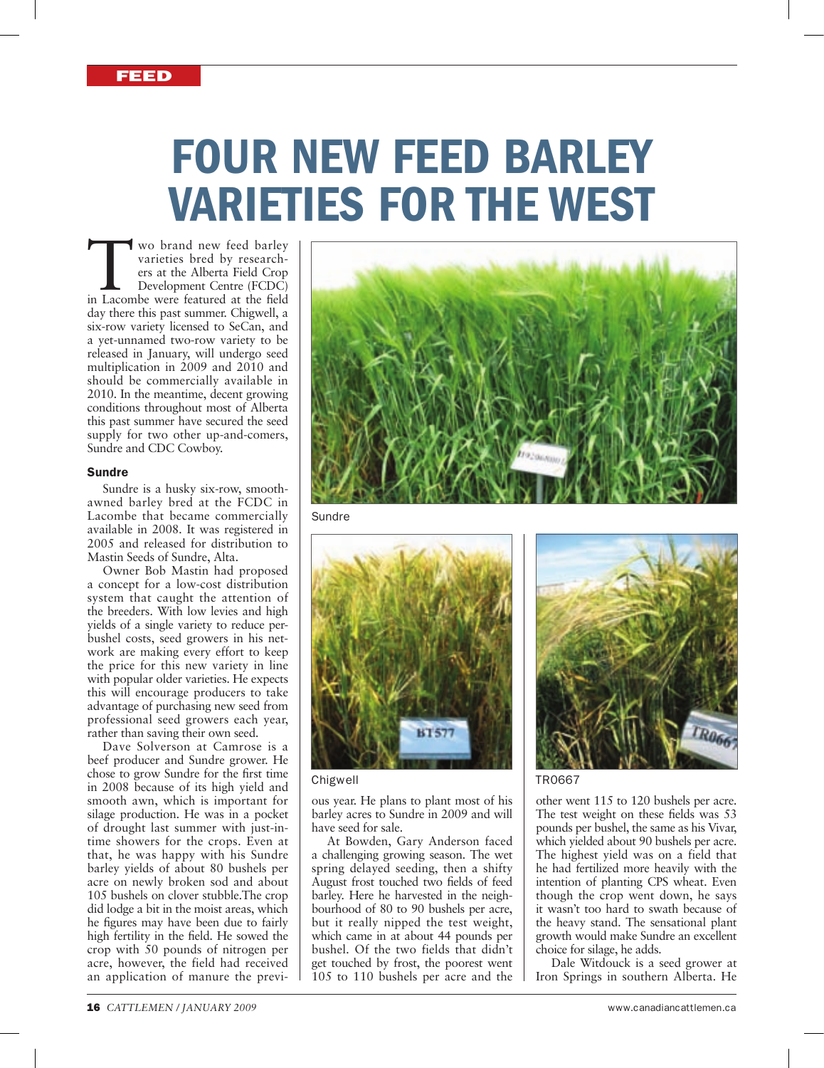FEED

# FOUR NEW FEED BARLEY VARIETIES FOR THE WEST

Two brand new feed barley varieties bred by researchers at the Alberta Field Crop Development Centre (FCDC) in Lacombe were featured at the field day there this past summer. Chigwell, a six-row variety licensed to SeCan, and a yet-unnamed two-row variety to be released in January, will undergo seed multiplication in 2009 and 2010 and should be commercially available in 2010. In the meantime, decent growing conditions throughout most of Alberta this past summer have secured the seed supply for two other up-and-comers, Sundre and CDC Cowboy.

### Sundre

Sundre is a husky six-row, smooth-awned barley bred at the FCDC in Lacombe that became commercially available in 2008. It was registered in 2005 and released for distribution to Mastin Seeds of Sundre, Alta.

Owner Bob Mastin had proposed a concept for a low-cost distribution system that caught the attention of the breeders. With low levies and high yields of a single variety to reduce per-bushel costs, seed growers in his network are making every effort to keep the price for this new variety in line with popular older varieties. He expects this will encourage producers to take advantage of purchasing new seed from professional seed growers each year, rather than saving their own seed.

Dave Solverson at Camrose is a beef producer and Sundre grower. He chose to grow Sundre for the first time in 2008 because of its high yield and smooth awn, which is important for silage production. He was in a pocket of drought last summer with just-in-time showers for the crops. Even at that, he was happy with his Sundre barley yields of about 80 bushels per acre on newly broken sod and about 105 bushels on clover stubble.The crop did lodge a bit in the moist areas, which he figures may have been due to fairly high fertility in the field. He sowed the crop with 50 pounds of nitrogen per acre, however, the field had received an application of manure the previous year. He plans to plant most of his barley acres to Sundre in 2009 and will have seed for sale.

At Bowden, Gary Anderson faced a challenging growing season. The wet spring delayed seeding, then a shifty August frost touched two fields of feed barley. Here he harvested in the neighbourhood of 80 to 90 bushels per acre, but it really nipped the test weight, which came in at about 44 pounds per bushel. Of the two fields that didn't get touched by frost, the poorest went 105 to 110 bushels per acre and the other went 115 to 120 bushels per acre. The test weight on these fields was 53 pounds per bushel, the same as his Vivar, which yielded about 90 bushels per acre. The highest yield was on a field that he had fertilized more heavily with the intention of planting CPS wheat. Even though the crop went down, he says it wasn't too hard to swath because of the heavy stand. The sensational plant growth would make Sundre an excellent choice for silage, he adds.

Dale Witdouck is a seed grower at Iron Springs in southern Alberta. He

Sundre

Chigwell

TR0667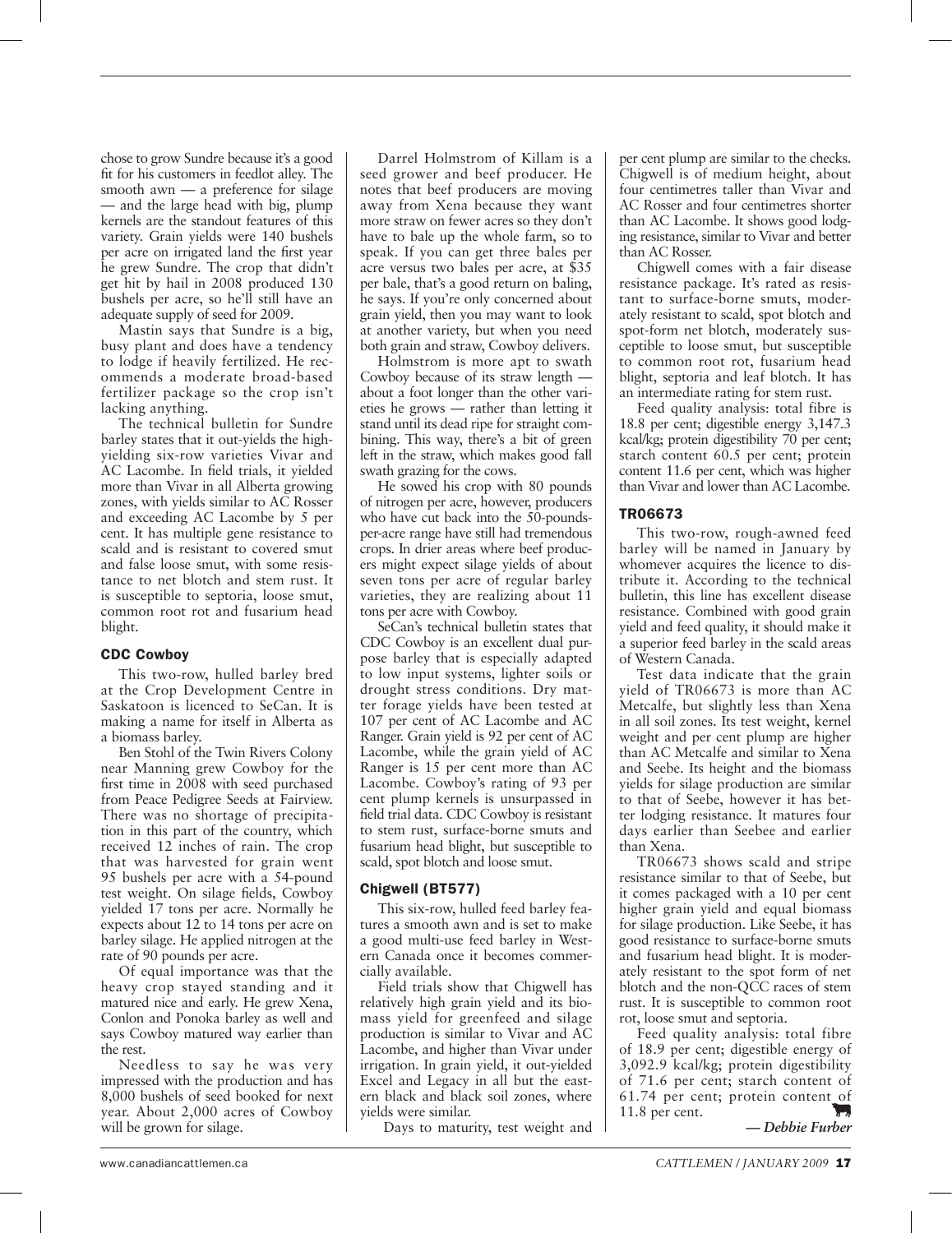chose to grow Sundre because it's a good fit for his customers in feedlot alley. The smooth awn — a preference for silage — and the large head with big, plump kernels are the standout features of this variety. Grain yields were 140 bushels per acre on irrigated land the first year he grew Sundre. The crop that didn't get hit by hail in 2008 produced 130 bushels per acre, so he'll still have an adequate supply of seed for 2009.

Mastin says that Sundre is a big, busy plant and does have a tendency to lodge if heavily fertilized. He recommends a moderate broad-based fertilizer package so the crop isn't lacking anything.

The technical bulletin for Sundre barley states that it out-yields the high-yielding six-row varieties Vivar and AC Lacombe. In field trials, it yielded more than Vivar in all Alberta growing zones, with yields similar to AC Rosser and exceeding AC Lacombe by 5 per cent. It has multiple gene resistance to scald and is resistant to covered smut and false loose smut, with some resistance to net blotch and stem rust. It is susceptible to septoria, loose smut, common root rot and fusarium head blight.

### CDC Cowboy

This two-row, hulled barley bred at the Crop Development Centre in Saskatoon is licenced to SeCan. It is making a name for itself in Alberta as a biomass barley.

Ben Stohl of the Twin Rivers Colony near Manning grew Cowboy for the first time in 2008 with seed purchased from Peace Pedigree Seeds at Fairview. There was no shortage of precipitation in this part of the country, which received 12 inches of rain. The crop that was harvested for grain went 95 bushels per acre with a 54-pound test weight. On silage fields, Cowboy yielded 17 tons per acre. Normally he expects about 12 to 14 tons per acre on barley silage. He applied nitrogen at the rate of 90 pounds per acre.

Of equal importance was that the heavy crop stayed standing and it matured nice and early. He grew Xena, Conlon and Ponoka barley as well and says Cowboy matured way earlier than the rest.

Needless to say he was very impressed with the production and has 8,000 bushels of seed booked for next year. About 2,000 acres of Cowboy will be grown for silage.

Darrel Holmstrom of Killam is a seed grower and beef producer. He notes that beef producers are moving away from Xena because they want more straw on fewer acres so they don't have to bale up the whole farm, so to speak. If you can get three bales per acre versus two bales per acre, at $35 per bale, that's a good return on baling, he says. If you're only concerned about grain yield, then you may want to look at another variety, but when you need both grain and straw, Cowboy delivers.

Holmstrom is more apt to swath Cowboy because of its straw length — about a foot longer than the other varieties he grows — rather than letting it stand until its dead ripe for straight combining. This way, there's a bit of green left in the straw, which makes good fall swath grazing for the cows.

He sowed his crop with 80 pounds of nitrogen per acre, however, producers who have cut back into the 50-pounds-per-acre range have still had tremendous crops. In drier areas where beef producers might expect silage yields of about seven tons per acre of regular barley varieties, they are realizing about 11 tons per acre with Cowboy.

SeCan's technical bulletin states that CDC Cowboy is an excellent dual purpose barley that is especially adapted to low input systems, lighter soils or drought stress conditions. Dry matter forage yields have been tested at 107 per cent of AC Lacombe and AC Ranger. Grain yield is 92 per cent of AC Lacombe, while the grain yield of AC Ranger is 15 per cent more than AC Lacombe. Cowboy's rating of 93 per cent plump kernels is unsurpassed in field trial data. CDC Cowboy is resistant to stem rust, surface-borne smuts and fusarium head blight, but susceptible to scald, spot blotch and loose smut.

### Chigwell (BT577)

This six-row, hulled feed barley features a smooth awn and is set to make a good multi-use feed barley in Western Canada once it becomes commercially available.

Field trials show that Chigwell has relatively high grain yield and its biomass yield for greenfeed and silage production is similar to Vivar and AC Lacombe, and higher than Vivar under irrigation. In grain yield, it out-yielded Excel and Legacy in all but the eastern black and black soil zones, where yields were similar.

Days to maturity, test weight and per cent plump are similar to the checks. Chigwell is of medium height, about four centimetres taller than Vivar and AC Rosser and four centimetres shorter than AC Lacombe. It shows good lodging resistance, similar to Vivar and better than AC Rosser.

Chigwell comes with a fair disease resistance package. It's rated as resistant to surface-borne smuts, moderately resistant to scald, spot blotch and spot-form net blotch, moderately susceptible to loose smut, but susceptible to common root rot, fusarium head blight, septoria and leaf blotch. It has an intermediate rating for stem rust.

Feed quality analysis: total fibre is 18.8 per cent; digestible energy 3,147.3 kcal/kg; protein digestibility 70 per cent; starch content 60.5 per cent; protein content 11.6 per cent, which was higher than Vivar and lower than AC Lacombe.

### TR06673

This two-row, rough-awned feed barley will be named in January by whomever acquires the licence to distribute it. According to the technical bulletin, this line has excellent disease resistance. Combined with good grain yield and feed quality, it should make it a superior feed barley in the scald areas of Western Canada.

Test data indicate that the grain yield of TR06673 is more than AC Metcalfe, but slightly less than Xena in all soil zones. Its test weight, kernel weight and per cent plump are higher than AC Metcalfe and similar to Xena and Seebe. Its height and the biomass yields for silage production are similar to that of Seebe, however it has better lodging resistance. It matures four days earlier than Seebee and earlier than Xena.

TR06673 shows scald and stripe resistance similar to that of Seebe, but it comes packaged with a 10 per cent higher grain yield and equal biomass for silage production. Like Seebe, it has good resistance to surface-borne smuts and fusarium head blight. It is moderately resistant to the spot form of net blotch and the non-QCC races of stem rust. It is susceptible to common root rot, loose smut and septoria.

Feed quality analysis: total fibre of 18.9 per cent; digestible energy of 3,092.9 kcal/kg; protein digestibility of 71.6 per cent; starch content of 61.74 per cent; protein content of 11.8 per cent.

*— Debbie Furber*